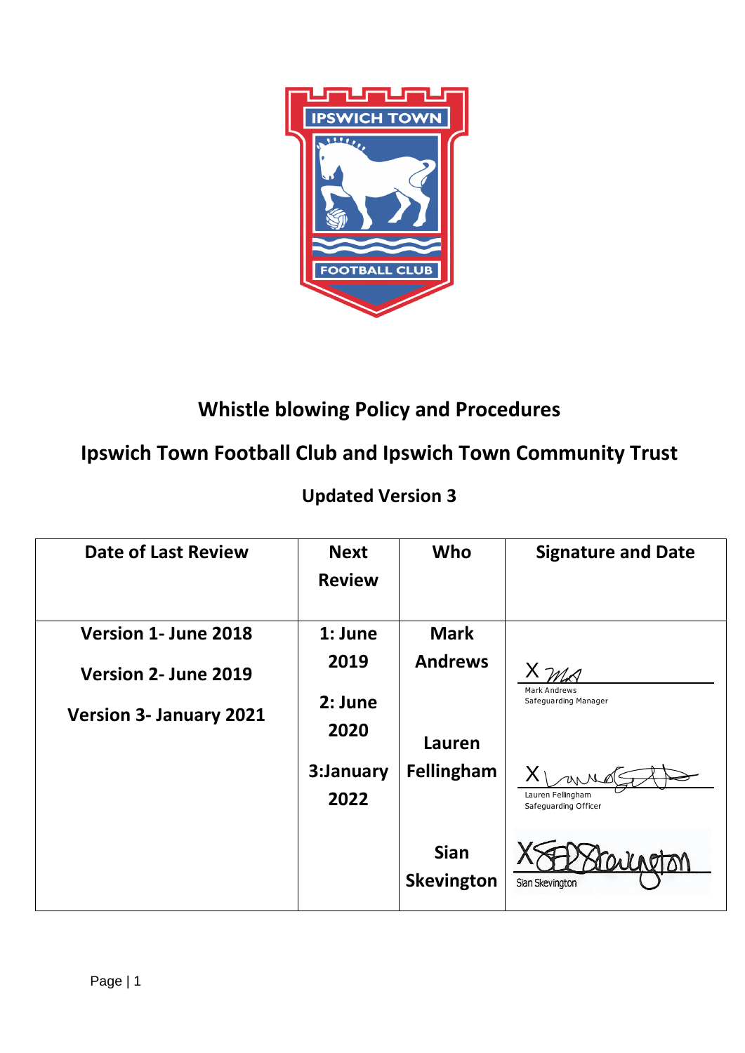# Whistle blowing Policy and Procedures

## Ipswich Town Football Club and Ipswich Town Community Trust

### Updated Version 3

| Date of Last Review | Next Review | Who | Signature and Date |
|---|---|---|---|
| Version 1- June 2018<br>Version 2- June 2019<br>Version 3- January 2021 | 1: June 2019<br>2: June 2020<br>3:January 2022 | Mark Andrews<br>Lauren Fellingham<br>Sian Skevington | X Mark Andrews, Safeguarding Manager<br>X Lauren Fellingham, Safeguarding Officer<br>X Sian Skevington |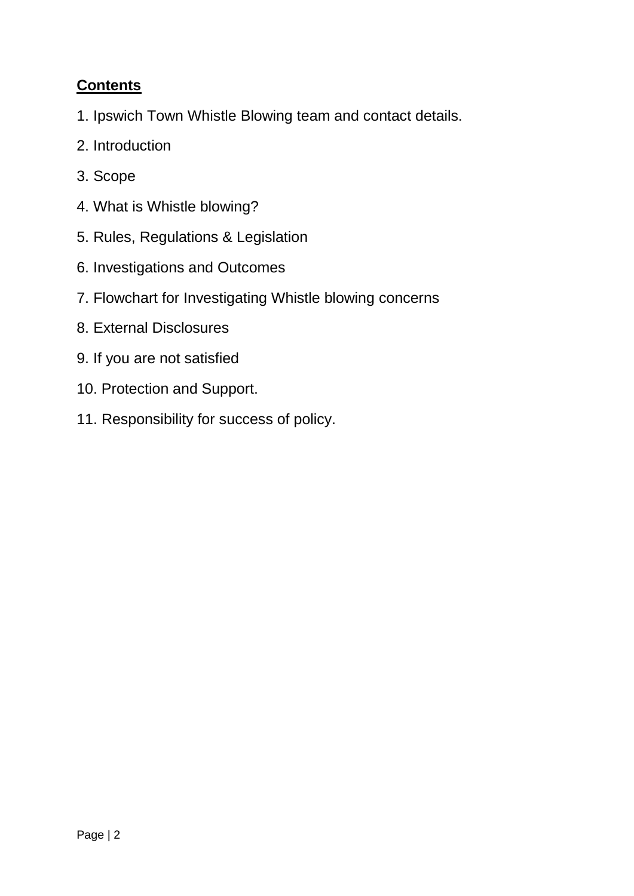## Contents

1. Ipswich Town Whistle Blowing team and contact details.
2. Introduction
3. Scope
4. What is Whistle blowing?
5. Rules, Regulations & Legislation
6. Investigations and Outcomes
7. Flowchart for Investigating Whistle blowing concerns
8. External Disclosures
9. If you are not satisfied
10. Protection and Support.
11. Responsibility for success of policy.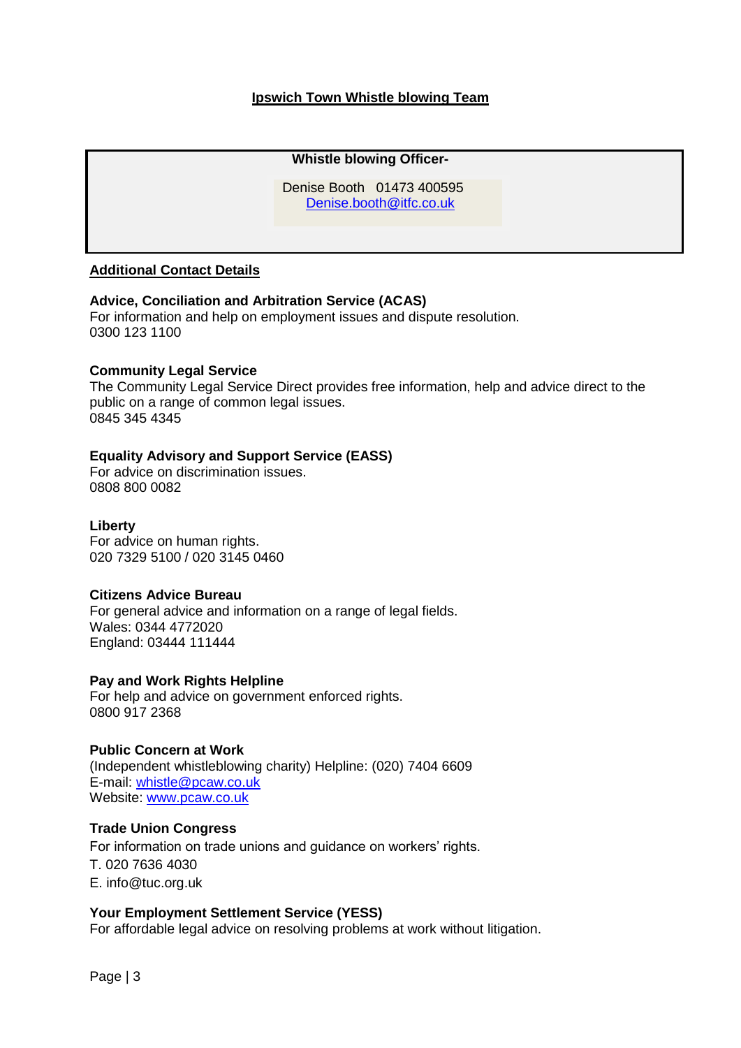## Ipswich Town Whistle blowing Team

**Whistle blowing Officer-**

Denise Booth 01473 400595
Denise.booth@itfc.co.uk

### Additional Contact Details

**Advice, Conciliation and Arbitration Service (ACAS)**
For information and help on employment issues and dispute resolution.
0300 123 1100

**Community Legal Service**
The Community Legal Service Direct provides free information, help and advice direct to the public on a range of common legal issues.
0845 345 4345

**Equality Advisory and Support Service (EASS)**
For advice on discrimination issues.
0808 800 0082

**Liberty**
For advice on human rights.
020 7329 5100 / 020 3145 0460

**Citizens Advice Bureau**
For general advice and information on a range of legal fields.
Wales: 0344 4772020
England: 03444 111444

**Pay and Work Rights Helpline**
For help and advice on government enforced rights.
0800 917 2368

**Public Concern at Work**
(Independent whistleblowing charity) Helpline: (020) 7404 6609
E-mail: whistle@pcaw.co.uk
Website: www.pcaw.co.uk

**Trade Union Congress**
For information on trade unions and guidance on workers' rights.
T. 020 7636 4030
E. info@tuc.org.uk

**Your Employment Settlement Service (YESS)**
For affordable legal advice on resolving problems at work without litigation.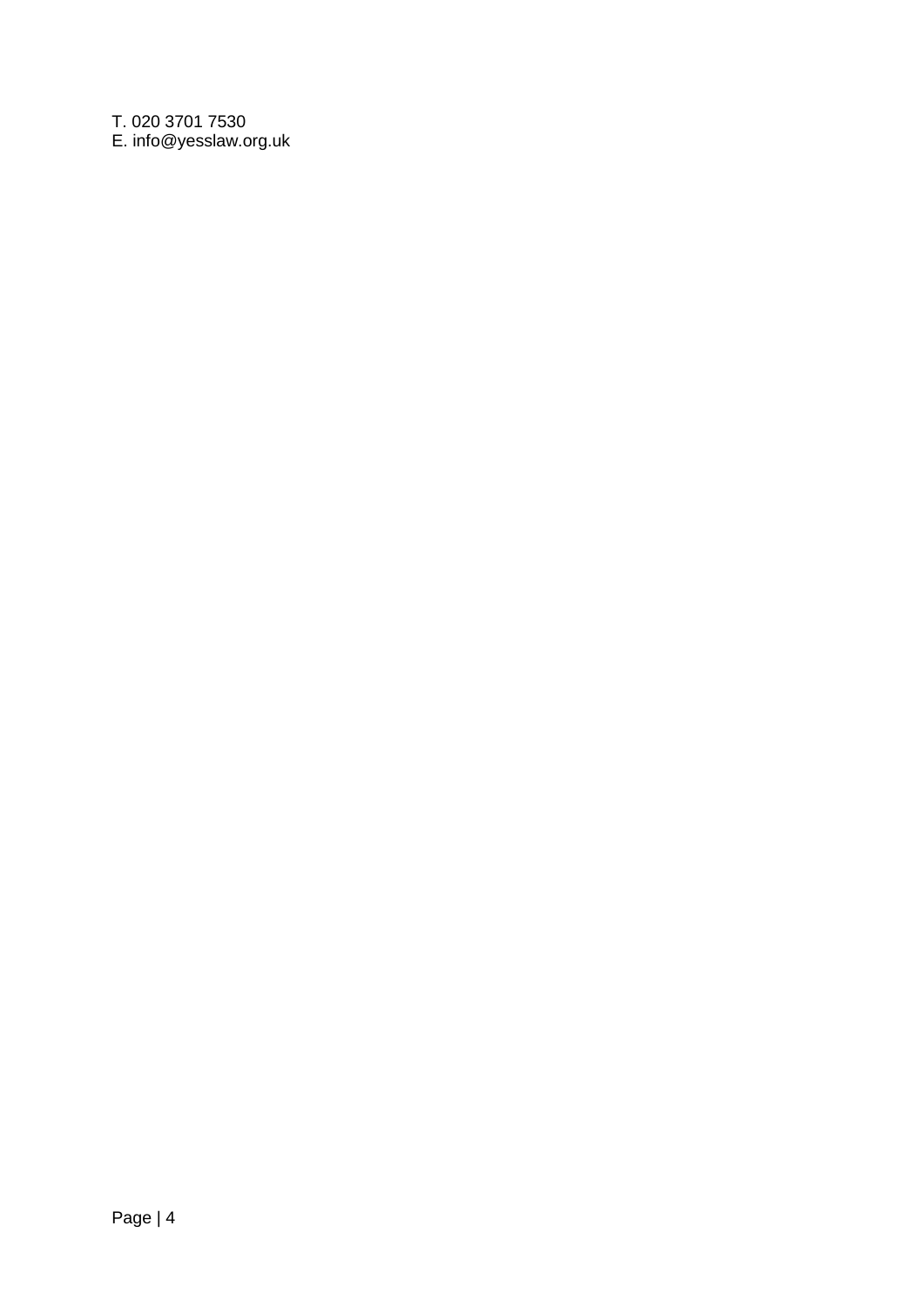T. 020 3701 7530
E. info@yesslaw.org.uk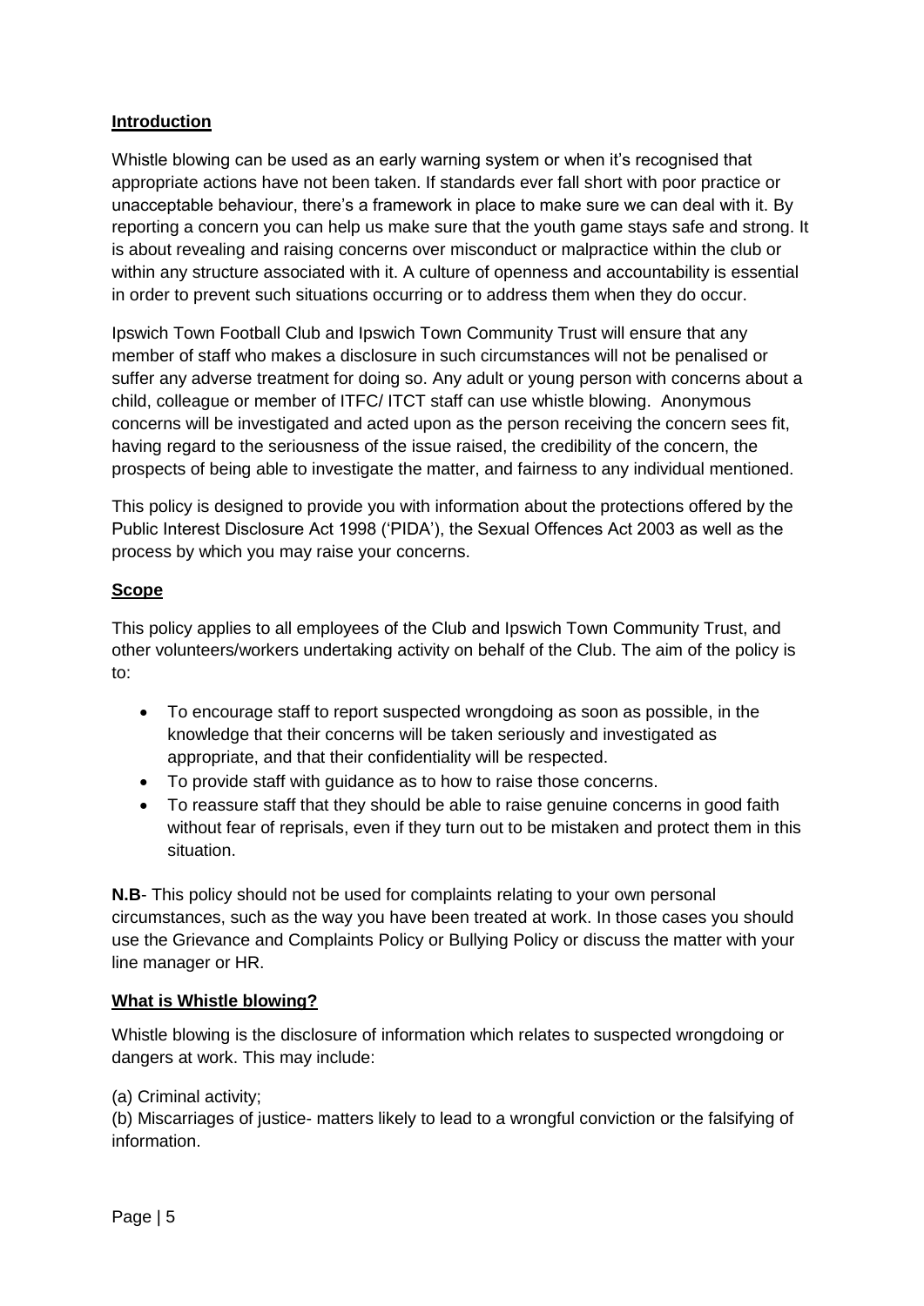**Introduction**

Whistle blowing can be used as an early warning system or when it's recognised that appropriate actions have not been taken. If standards ever fall short with poor practice or unacceptable behaviour, there's a framework in place to make sure we can deal with it. By reporting a concern you can help us make sure that the youth game stays safe and strong. It is about revealing and raising concerns over misconduct or malpractice within the club or within any structure associated with it. A culture of openness and accountability is essential in order to prevent such situations occurring or to address them when they do occur.

Ipswich Town Football Club and Ipswich Town Community Trust will ensure that any member of staff who makes a disclosure in such circumstances will not be penalised or suffer any adverse treatment for doing so. Any adult or young person with concerns about a child, colleague or member of ITFC/ ITCT staff can use whistle blowing. Anonymous concerns will be investigated and acted upon as the person receiving the concern sees fit, having regard to the seriousness of the issue raised, the credibility of the concern, the prospects of being able to investigate the matter, and fairness to any individual mentioned.

This policy is designed to provide you with information about the protections offered by the Public Interest Disclosure Act 1998 ('PIDA'), the Sexual Offences Act 2003 as well as the process by which you may raise your concerns.

**Scope**

This policy applies to all employees of the Club and Ipswich Town Community Trust, and other volunteers/workers undertaking activity on behalf of the Club. The aim of the policy is to:

- To encourage staff to report suspected wrongdoing as soon as possible, in the knowledge that their concerns will be taken seriously and investigated as appropriate, and that their confidentiality will be respected.
- To provide staff with guidance as to how to raise those concerns.
- To reassure staff that they should be able to raise genuine concerns in good faith without fear of reprisals, even if they turn out to be mistaken and protect them in this situation.

**N.B**- This policy should not be used for complaints relating to your own personal circumstances, such as the way you have been treated at work. In those cases you should use the Grievance and Complaints Policy or Bullying Policy or discuss the matter with your line manager or HR.

**What is Whistle blowing?**

Whistle blowing is the disclosure of information which relates to suspected wrongdoing or dangers at work. This may include:

(a) Criminal activity;
(b) Miscarriages of justice- matters likely to lead to a wrongful conviction or the falsifying of information.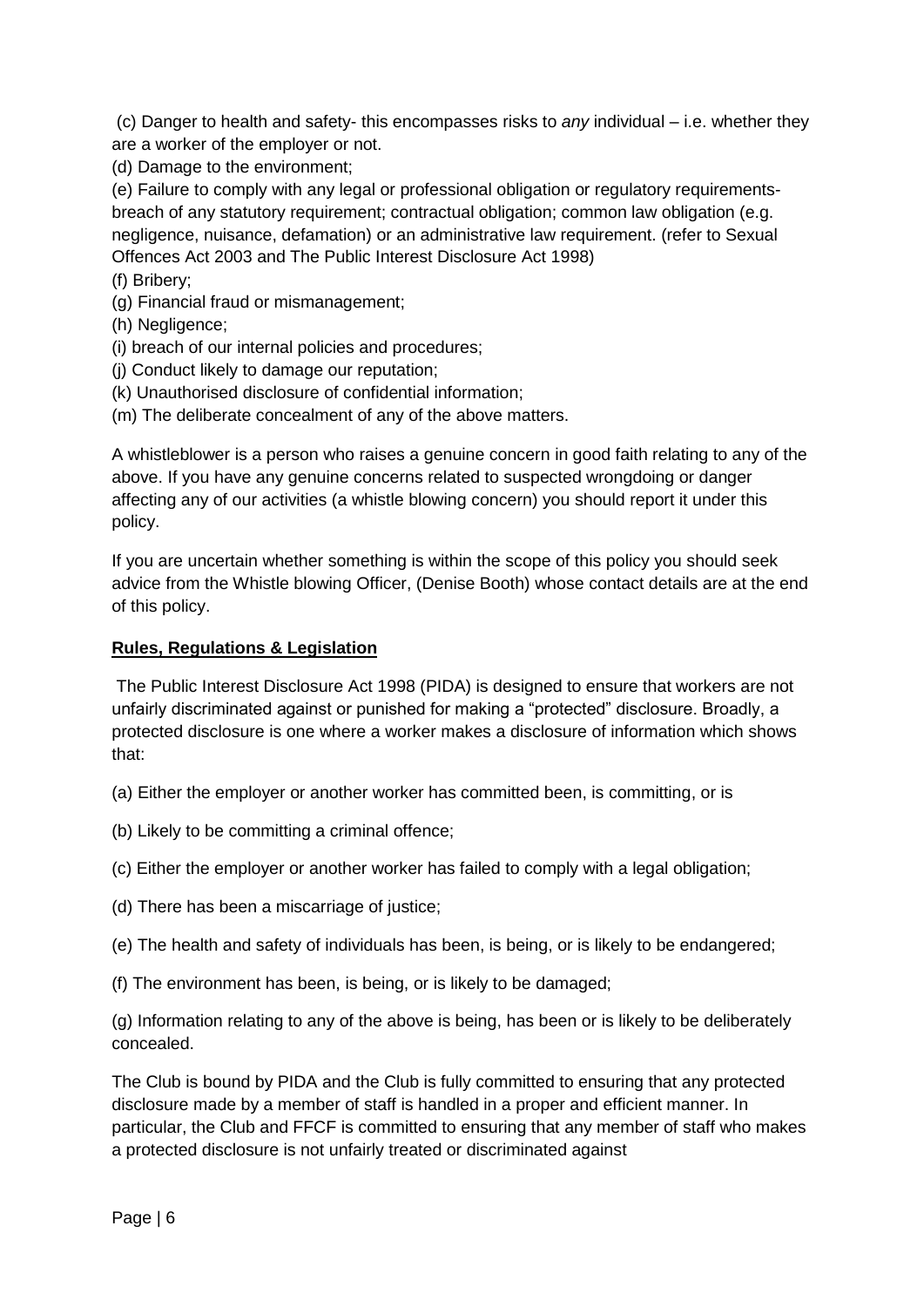(c) Danger to health and safety- this encompasses risks to *any* individual – i.e. whether they are a worker of the employer or not.

(d) Damage to the environment;

(e) Failure to comply with any legal or professional obligation or regulatory requirements- breach of any statutory requirement; contractual obligation; common law obligation (e.g. negligence, nuisance, defamation) or an administrative law requirement. (refer to Sexual Offences Act 2003 and The Public Interest Disclosure Act 1998)

(f) Bribery;

(g) Financial fraud or mismanagement;

(h) Negligence;

(i) breach of our internal policies and procedures;

(j) Conduct likely to damage our reputation;

(k) Unauthorised disclosure of confidential information;

(m) The deliberate concealment of any of the above matters.

A whistleblower is a person who raises a genuine concern in good faith relating to any of the above. If you have any genuine concerns related to suspected wrongdoing or danger affecting any of our activities (a whistle blowing concern) you should report it under this policy.

If you are uncertain whether something is within the scope of this policy you should seek advice from the Whistle blowing Officer, (Denise Booth) whose contact details are at the end of this policy.

**Rules, Regulations & Legislation**

The Public Interest Disclosure Act 1998 (PIDA) is designed to ensure that workers are not unfairly discriminated against or punished for making a "protected" disclosure. Broadly, a protected disclosure is one where a worker makes a disclosure of information which shows that:

(a) Either the employer or another worker has committed been, is committing, or is

(b) Likely to be committing a criminal offence;

(c) Either the employer or another worker has failed to comply with a legal obligation;

(d) There has been a miscarriage of justice;

(e) The health and safety of individuals has been, is being, or is likely to be endangered;

(f) The environment has been, is being, or is likely to be damaged;

(g) Information relating to any of the above is being, has been or is likely to be deliberately concealed.

The Club is bound by PIDA and the Club is fully committed to ensuring that any protected disclosure made by a member of staff is handled in a proper and efficient manner. In particular, the Club and FFCF is committed to ensuring that any member of staff who makes a protected disclosure is not unfairly treated or discriminated against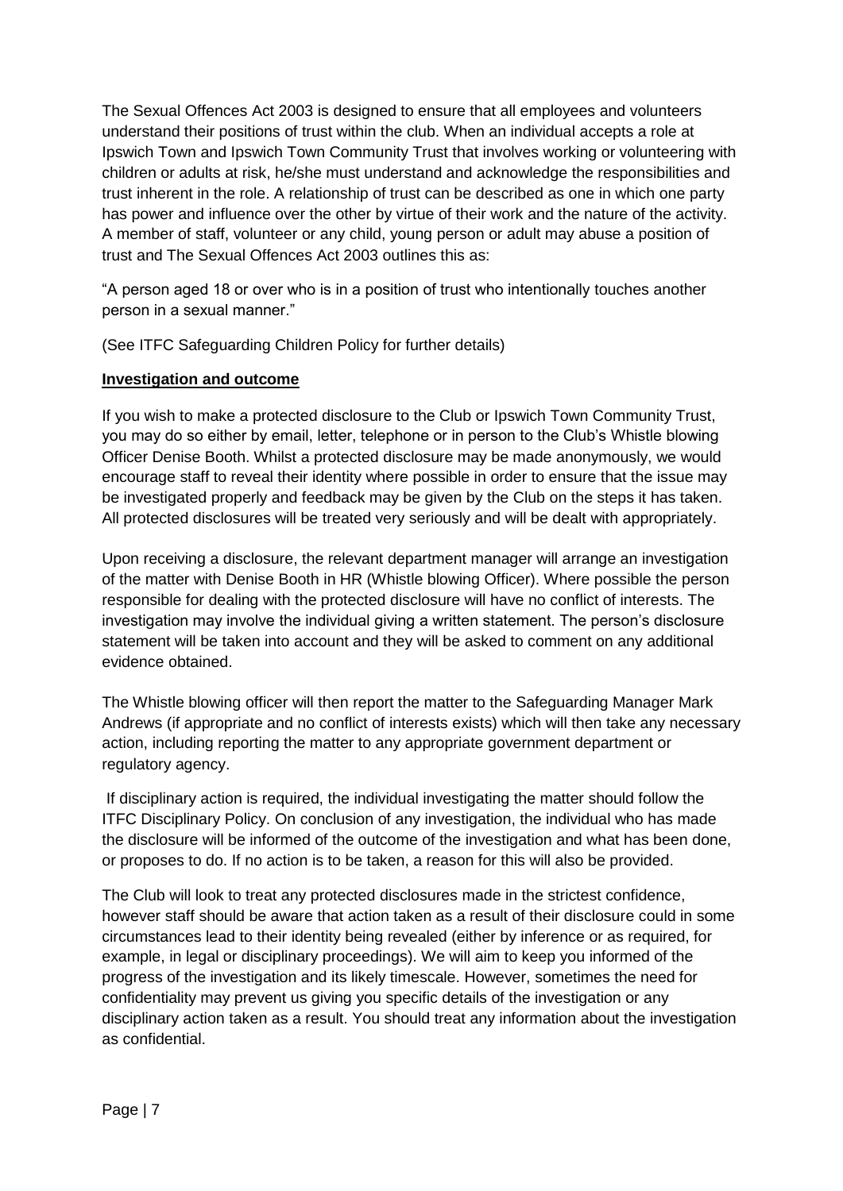The Sexual Offences Act 2003 is designed to ensure that all employees and volunteers understand their positions of trust within the club. When an individual accepts a role at Ipswich Town and Ipswich Town Community Trust that involves working or volunteering with children or adults at risk, he/she must understand and acknowledge the responsibilities and trust inherent in the role. A relationship of trust can be described as one in which one party has power and influence over the other by virtue of their work and the nature of the activity. A member of staff, volunteer or any child, young person or adult may abuse a position of trust and The Sexual Offences Act 2003 outlines this as:

"A person aged 18 or over who is in a position of trust who intentionally touches another person in a sexual manner."

(See ITFC Safeguarding Children Policy for further details)

**Investigation and outcome**

If you wish to make a protected disclosure to the Club or Ipswich Town Community Trust, you may do so either by email, letter, telephone or in person to the Club's Whistle blowing Officer Denise Booth. Whilst a protected disclosure may be made anonymously, we would encourage staff to reveal their identity where possible in order to ensure that the issue may be investigated properly and feedback may be given by the Club on the steps it has taken. All protected disclosures will be treated very seriously and will be dealt with appropriately.

Upon receiving a disclosure, the relevant department manager will arrange an investigation of the matter with Denise Booth in HR (Whistle blowing Officer). Where possible the person responsible for dealing with the protected disclosure will have no conflict of interests. The investigation may involve the individual giving a written statement. The person's disclosure statement will be taken into account and they will be asked to comment on any additional evidence obtained.

The Whistle blowing officer will then report the matter to the Safeguarding Manager Mark Andrews (if appropriate and no conflict of interests exists) which will then take any necessary action, including reporting the matter to any appropriate government department or regulatory agency.

If disciplinary action is required, the individual investigating the matter should follow the ITFC Disciplinary Policy. On conclusion of any investigation, the individual who has made the disclosure will be informed of the outcome of the investigation and what has been done, or proposes to do. If no action is to be taken, a reason for this will also be provided.

The Club will look to treat any protected disclosures made in the strictest confidence, however staff should be aware that action taken as a result of their disclosure could in some circumstances lead to their identity being revealed (either by inference or as required, for example, in legal or disciplinary proceedings). We will aim to keep you informed of the progress of the investigation and its likely timescale. However, sometimes the need for confidentiality may prevent us giving you specific details of the investigation or any disciplinary action taken as a result. You should treat any information about the investigation as confidential.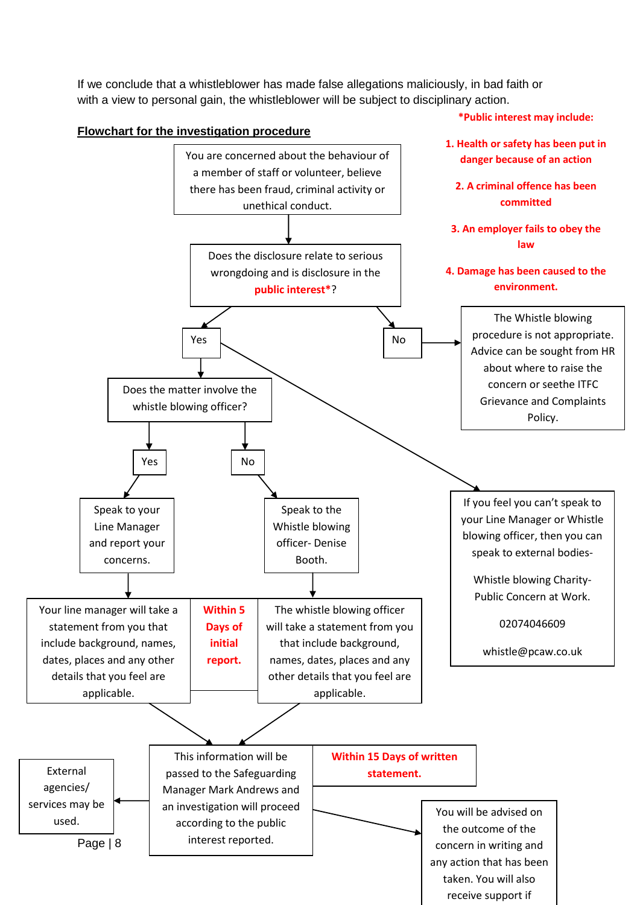If we conclude that a whistleblower has made false allegations maliciously, in bad faith or with a view to personal gain, the whistleblower will be subject to disciplinary action.

**Flowchart for the investigation procedure**

**\*Public interest may include:**

1. **Health or safety has been put in danger because of an action**
2. **A criminal offence has been committed**
3. **An employer fails to obey the law**
4. **Damage has been caused to the environment.**

You are concerned about the behaviour of a member of staff or volunteer, believe there has been fraud, criminal activity or unethical conduct.

↓

Does the disclosure relate to serious wrongdoing and is disclosure in the **public interest\***?

- **No** → The Whistle blowing procedure is not appropriate. Advice can be sought from HR about where to raise the concern or seethe ITFC Grievance and Complaints Policy.
- **Yes** → Does the matter involve the whistle blowing officer?
  - **Yes** → Speak to your Line Manager and report your concerns. → Your line manager will take a statement from you that include background, names, dates, places and any other details that you feel are applicable.
  - **No** → Speak to the Whistle blowing officer- Denise Booth. → The whistle blowing officer will take a statement from you that include background, names, dates, places and any other details that you feel are applicable.
  - **Within 5 Days of initial report.**
- **Yes** → If you feel you can't speak to your Line Manager or Whistle blowing officer, then you can speak to external bodies-

  Whistle blowing Charity- Public Concern at Work.

  02074046609

  whistle@pcaw.co.uk

↓

This information will be passed to the Safeguarding Manager Mark Andrews and an investigation will proceed according to the public interest reported.

**Within 15 Days of written statement.**

- → External agencies/ services may be used.
- → You will be advised on the outcome of the concern in writing and any action that has been taken. You will also receive support if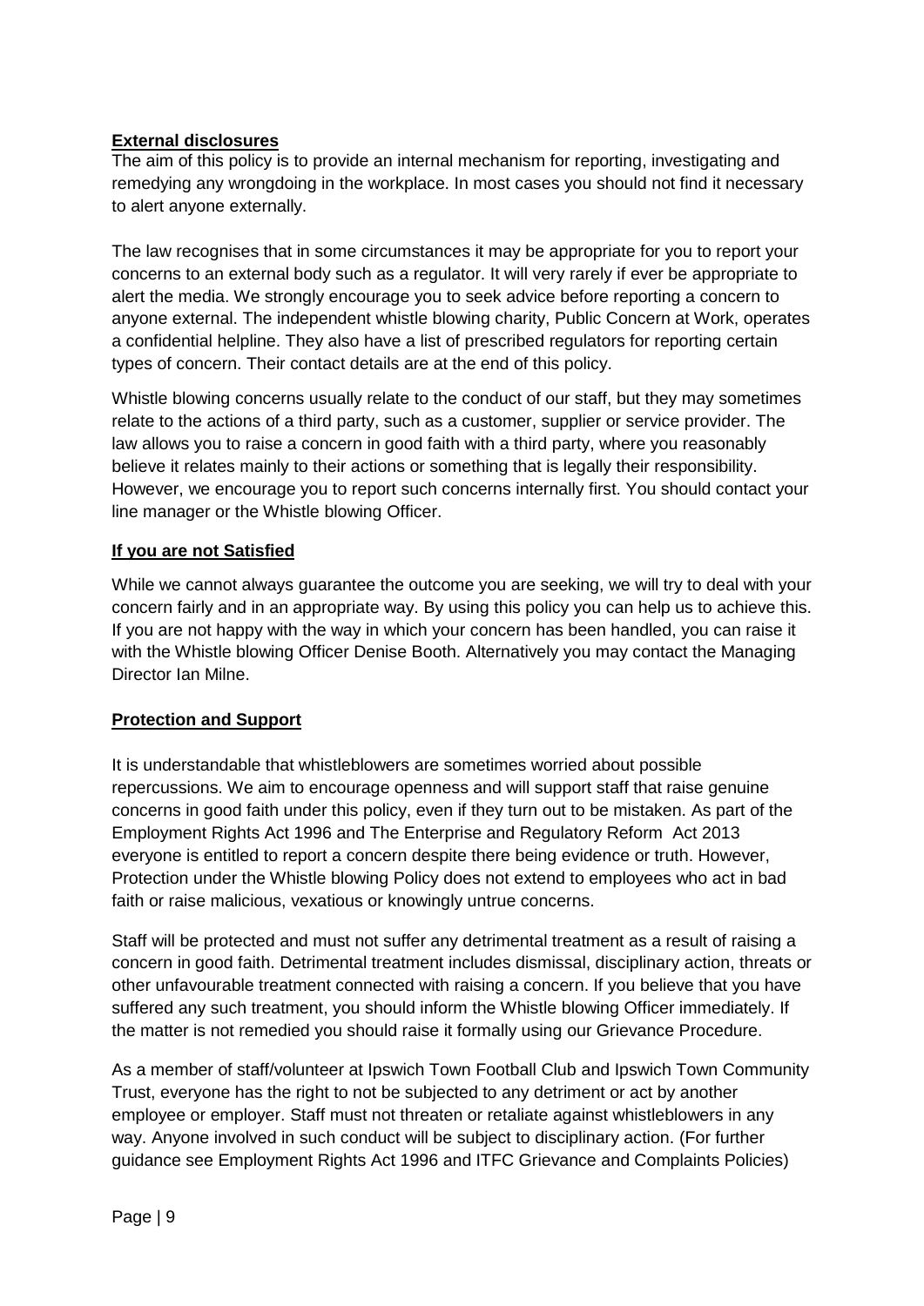## External disclosures

The aim of this policy is to provide an internal mechanism for reporting, investigating and remedying any wrongdoing in the workplace. In most cases you should not find it necessary to alert anyone externally.

The law recognises that in some circumstances it may be appropriate for you to report your concerns to an external body such as a regulator. It will very rarely if ever be appropriate to alert the media. We strongly encourage you to seek advice before reporting a concern to anyone external. The independent whistle blowing charity, Public Concern at Work, operates a confidential helpline. They also have a list of prescribed regulators for reporting certain types of concern. Their contact details are at the end of this policy.

Whistle blowing concerns usually relate to the conduct of our staff, but they may sometimes relate to the actions of a third party, such as a customer, supplier or service provider. The law allows you to raise a concern in good faith with a third party, where you reasonably believe it relates mainly to their actions or something that is legally their responsibility. However, we encourage you to report such concerns internally first. You should contact your line manager or the Whistle blowing Officer.

## If you are not Satisfied

While we cannot always guarantee the outcome you are seeking, we will try to deal with your concern fairly and in an appropriate way. By using this policy you can help us to achieve this. If you are not happy with the way in which your concern has been handled, you can raise it with the Whistle blowing Officer Denise Booth. Alternatively you may contact the Managing Director Ian Milne.

## Protection and Support

It is understandable that whistleblowers are sometimes worried about possible repercussions. We aim to encourage openness and will support staff that raise genuine concerns in good faith under this policy, even if they turn out to be mistaken. As part of the Employment Rights Act 1996 and The Enterprise and Regulatory Reform Act 2013 everyone is entitled to report a concern despite there being evidence or truth. However, Protection under the Whistle blowing Policy does not extend to employees who act in bad faith or raise malicious, vexatious or knowingly untrue concerns.

Staff will be protected and must not suffer any detrimental treatment as a result of raising a concern in good faith. Detrimental treatment includes dismissal, disciplinary action, threats or other unfavourable treatment connected with raising a concern. If you believe that you have suffered any such treatment, you should inform the Whistle blowing Officer immediately. If the matter is not remedied you should raise it formally using our Grievance Procedure.

As a member of staff/volunteer at Ipswich Town Football Club and Ipswich Town Community Trust, everyone has the right to not be subjected to any detriment or act by another employee or employer. Staff must not threaten or retaliate against whistleblowers in any way. Anyone involved in such conduct will be subject to disciplinary action. (For further guidance see Employment Rights Act 1996 and ITFC Grievance and Complaints Policies)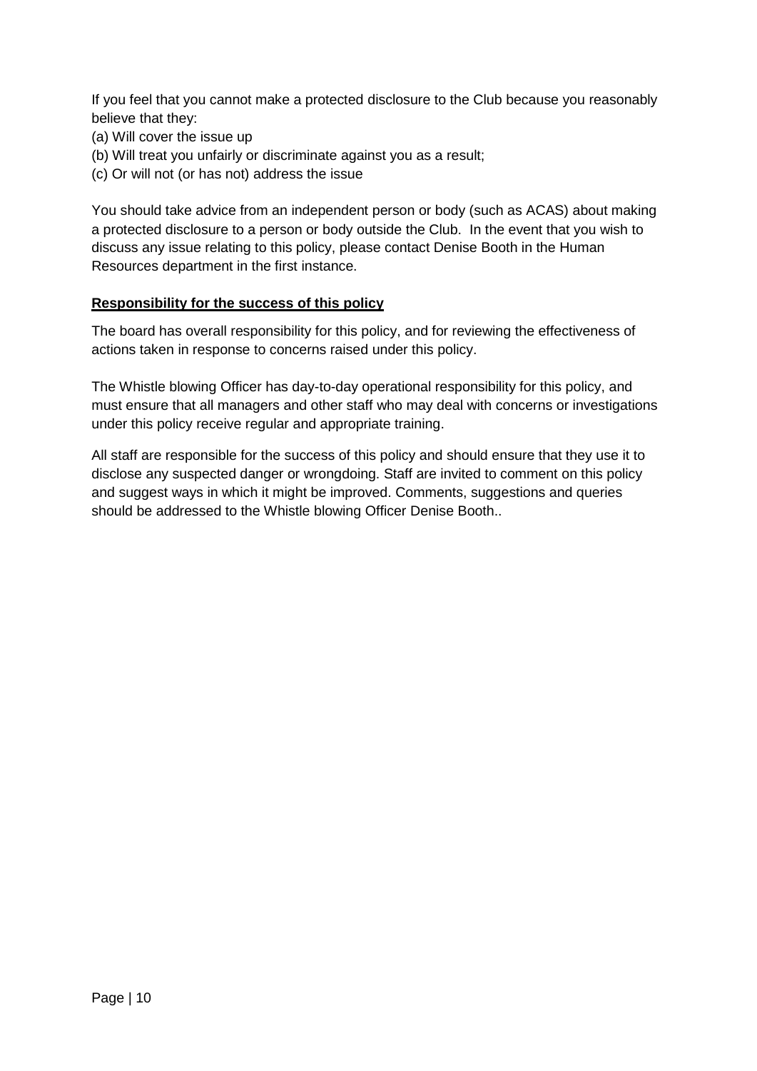If you feel that you cannot make a protected disclosure to the Club because you reasonably believe that they:

(a) Will cover the issue up

(b) Will treat you unfairly or discriminate against you as a result;

(c) Or will not (or has not) address the issue

You should take advice from an independent person or body (such as ACAS) about making a protected disclosure to a person or body outside the Club. In the event that you wish to discuss any issue relating to this policy, please contact Denise Booth in the Human Resources department in the first instance.

**Responsibility for the success of this policy**

The board has overall responsibility for this policy, and for reviewing the effectiveness of actions taken in response to concerns raised under this policy.

The Whistle blowing Officer has day-to-day operational responsibility for this policy, and must ensure that all managers and other staff who may deal with concerns or investigations under this policy receive regular and appropriate training.

All staff are responsible for the success of this policy and should ensure that they use it to disclose any suspected danger or wrongdoing. Staff are invited to comment on this policy and suggest ways in which it might be improved. Comments, suggestions and queries should be addressed to the Whistle blowing Officer Denise Booth..